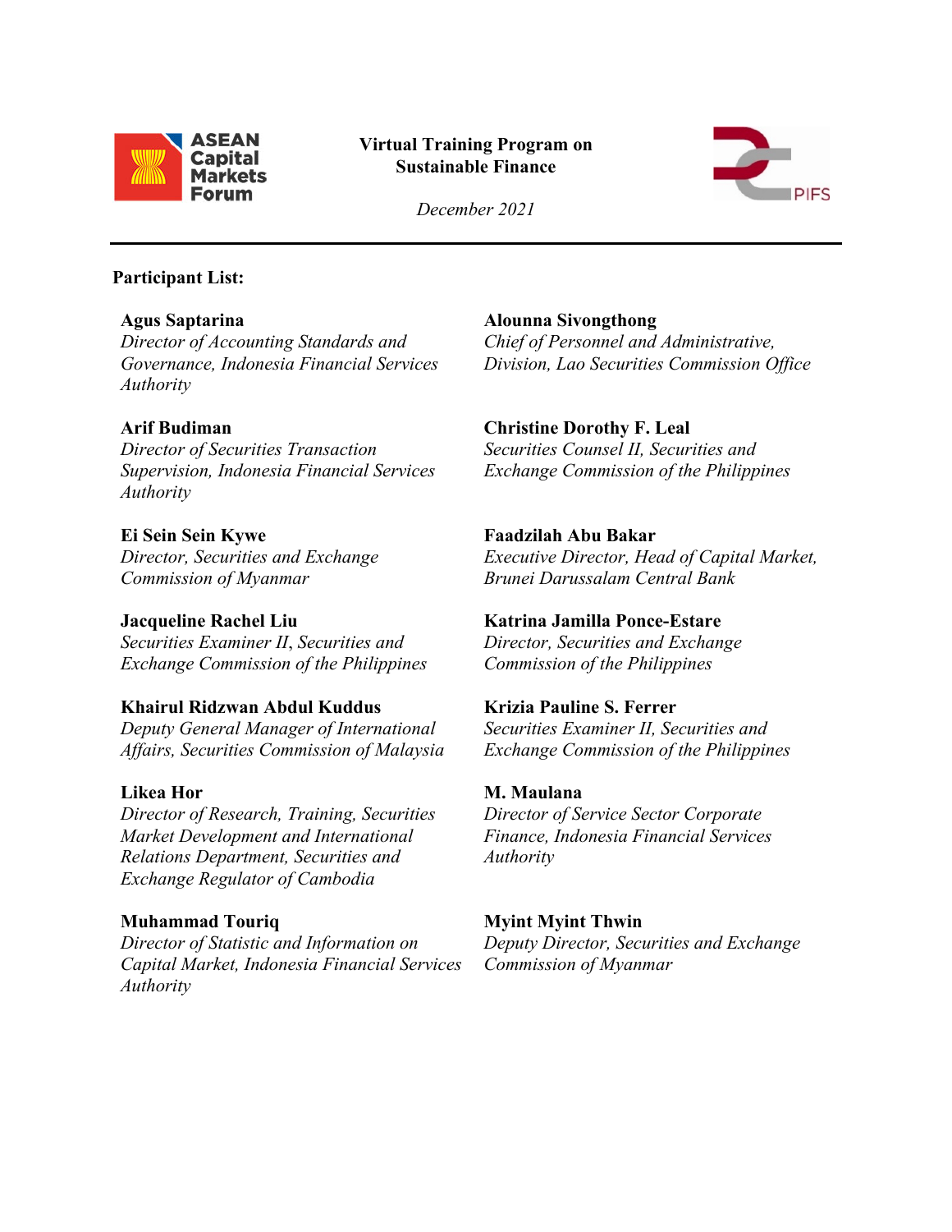**Virtual Training Program on Sustainable Finance**

*December 2021*

---

**Participant List:**

**Agus Saptarina**
*Director of Accounting Standards and Governance, Indonesia Financial Services Authority*

**Alounna Sivongthong**
*Chief of Personnel and Administrative, Division, Lao Securities Commission Office*

**Arif Budiman**
*Director of Securities Transaction Supervision, Indonesia Financial Services Authority*

**Christine Dorothy F. Leal**
*Securities Counsel II, Securities and Exchange Commission of the Philippines*

**Ei Sein Sein Kywe**
*Director, Securities and Exchange Commission of Myanmar*

**Faadzilah Abu Bakar**
*Executive Director, Head of Capital Market, Brunei Darussalam Central Bank*

**Jacqueline Rachel Liu**
*Securities Examiner II, Securities and Exchange Commission of the Philippines*

**Katrina Jamilla Ponce-Estare**
*Director, Securities and Exchange Commission of the Philippines*

**Khairul Ridzwan Abdul Kuddus**
*Deputy General Manager of International Affairs, Securities Commission of Malaysia*

**Krizia Pauline S. Ferrer**
*Securities Examiner II, Securities and Exchange Commission of the Philippines*

**Likea Hor**
*Director of Research, Training, Securities Market Development and International Relations Department, Securities and Exchange Regulator of Cambodia*

**M. Maulana**
*Director of Service Sector Corporate Finance, Indonesia Financial Services Authority*

**Muhammad Touriq**
*Director of Statistic and Information on Capital Market, Indonesia Financial Services Authority*

**Myint Myint Thwin**
*Deputy Director, Securities and Exchange Commission of Myanmar*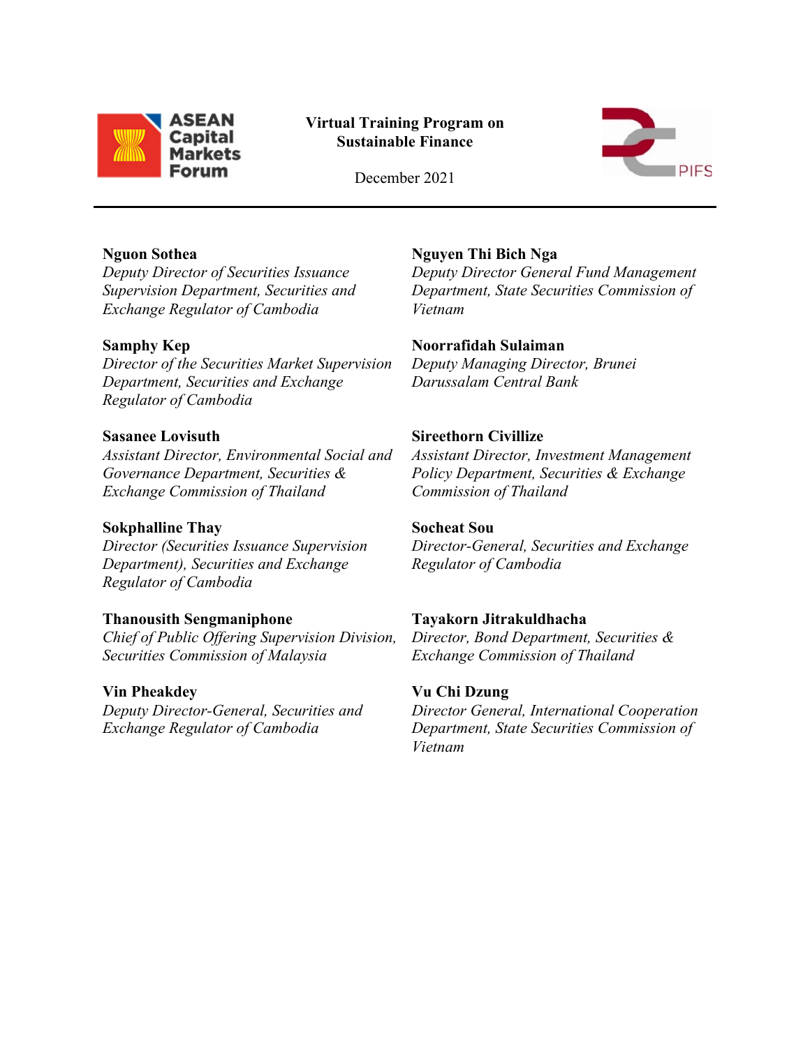**Virtual Training Program on Sustainable Finance**

December 2021

**Nguon Sothea**
*Deputy Director of Securities Issuance Supervision Department, Securities and Exchange Regulator of Cambodia*

**Samphy Kep**
*Director of the Securities Market Supervision Department, Securities and Exchange Regulator of Cambodia*

**Sasanee Lovisuth**
*Assistant Director, Environmental Social and Governance Department, Securities & Exchange Commission of Thailand*

**Sokphalline Thay**
*Director (Securities Issuance Supervision Department), Securities and Exchange Regulator of Cambodia*

**Thanousith Sengmaniphone**
*Chief of Public Offering Supervision Division, Securities Commission of Malaysia*

**Vin Pheakdey**
*Deputy Director-General, Securities and Exchange Regulator of Cambodia*

**Nguyen Thi Bich Nga**
*Deputy Director General Fund Management Department, State Securities Commission of Vietnam*

**Noorrafidah Sulaiman**
*Deputy Managing Director, Brunei Darussalam Central Bank*

**Sireethorn Civillize**
*Assistant Director, Investment Management Policy Department, Securities & Exchange Commission of Thailand*

**Socheat Sou**
*Director-General, Securities and Exchange Regulator of Cambodia*

**Tayakorn Jitrakuldhacha**
*Director, Bond Department, Securities & Exchange Commission of Thailand*

**Vu Chi Dzung**
*Director General, International Cooperation Department, State Securities Commission of Vietnam*